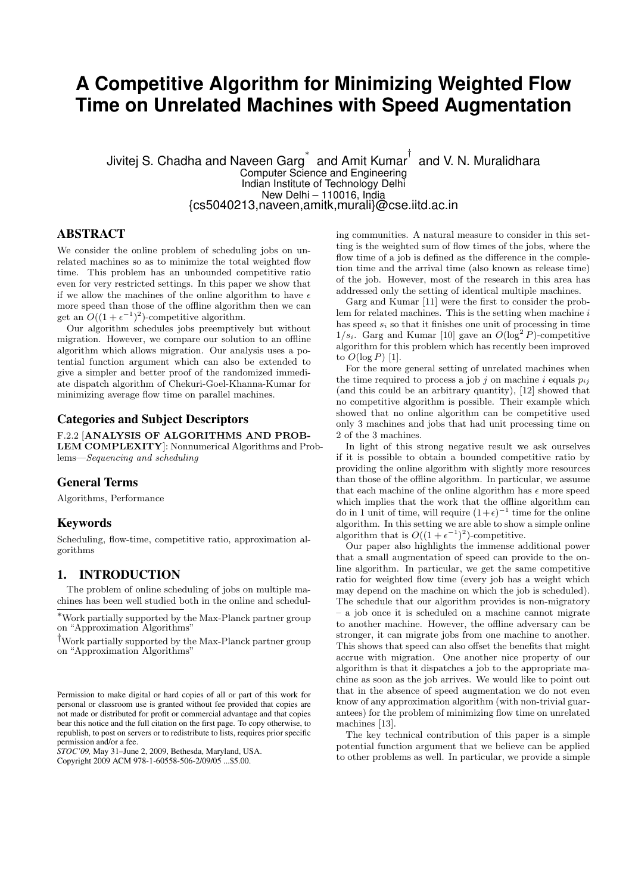# A Competitive Algorithm for Minimizing Weighted Flow Time on Unrelated Machines with Speed Augmentation

Jivitej S. Chadha and Naveen Garg[*] and Amit Kumar[†] and V. N. Muralidhara
Computer Science and Engineering
Indian Institute of Technology Delhi
New Delhi – 110016, India
{cs5040213,naveen,amitk,murali}@cse.iitd.ac.in

## ABSTRACT

We consider the online problem of scheduling jobs on unrelated machines so as to minimize the total weighted flow time. This problem has an unbounded competitive ratio even for very restricted settings. In this paper we show that if we allow the machines of the online algorithm to have $\epsilon$ more speed than those of the offline algorithm then we can get an $O((1+\epsilon^{-1})^2)$-competitive algorithm.

Our algorithm schedules jobs preemptively but without migration. However, we compare our solution to an offline algorithm which allows migration. Our analysis uses a potential function argument which can also be extended to give a simpler and better proof of the randomized immediate dispatch algorithm of Chekuri-Goel-Khanna-Kumar for minimizing average flow time on parallel machines.

### Categories and Subject Descriptors

F.2.2 [**ANALYSIS OF ALGORITHMS AND PROBLEM COMPLEXITY**]: Nonnumerical Algorithms and Problems—*Sequencing and scheduling*

### General Terms

Algorithms, Performance

### Keywords

Scheduling, flow-time, competitive ratio, approximation algorithms

## 1. INTRODUCTION

The problem of online scheduling of jobs on multiple machines has been well studied both in the online and scheduling communities. A natural measure to consider in this setting is the weighted sum of flow times of the jobs, where the flow time of a job is defined as the difference in the completion time and the arrival time (also known as release time) of the job. However, most of the research in this area has addressed only the setting of identical multiple machines.

Garg and Kumar [11] were the first to consider the problem for related machines. This is the setting when machine $i$ has speed $s_i$ so that it finishes one unit of processing in time $1/s_i$. Garg and Kumar [10] gave an $O(\log^2 P)$-competitive algorithm for this problem which has recently been improved to $O(\log P)$ [1].

For the more general setting of unrelated machines when the time required to process a job $j$ on machine $i$ equals $p_{ij}$ (and this could be an arbitrary quantity), [12] showed that no competitive algorithm is possible. Their example which showed that no online algorithm can be competitive used only 3 machines and jobs that had unit processing time on 2 of the 3 machines.

In light of this strong negative result we ask ourselves if it is possible to obtain a bounded competitive ratio by providing the online algorithm with slightly more resources than those of the offline algorithm. In particular, we assume that each machine of the online algorithm has $\epsilon$ more speed which implies that the work that the offline algorithm can do in 1 unit of time, will require $(1+\epsilon)^{-1}$ time for the online algorithm. In this setting we are able to show a simple online algorithm that is $O((1+\epsilon^{-1})^2)$-competitive.

Our paper also highlights the immense additional power that a small augmentation of speed can provide to the online algorithm. In particular, we get the same competitive ratio for weighted flow time (every job has a weight which may depend on the machine on which the job is scheduled). The schedule that our algorithm provides is non-migratory – a job once it is scheduled on a machine cannot migrate to another machine. However, the offline adversary can be stronger, it can migrate jobs from one machine to another. This shows that speed can also offset the benefits that might accrue with migration. One another nice property of our algorithm is that it dispatches a job to the appropriate machine as soon as the job arrives. We would like to point out that in the absence of speed augmentation we do not even know of any approximation algorithm (with non-trivial guarantees) for the problem of minimizing flow time on unrelated machines [13].

The key technical contribution of this paper is a simple potential function argument that we believe can be applied to other problems as well. In particular, we provide a simple

---

[*] Work partially supported by the Max-Planck partner group on "Approximation Algorithms"

[†] Work partially supported by the Max-Planck partner group on "Approximation Algorithms"

Permission to make digital or hard copies of all or part of this work for personal or classroom use is granted without fee provided that copies are not made or distributed for profit or commercial advantage and that copies bear this notice and the full citation on the first page. To copy otherwise, to republish, to post on servers or to redistribute to lists, requires prior specific permission and/or a fee.
*STOC'09,* May 31–June 2, 2009, Bethesda, Maryland, USA.
Copyright 2009 ACM 978-1-60558-506-2/09/05 ...$5.00.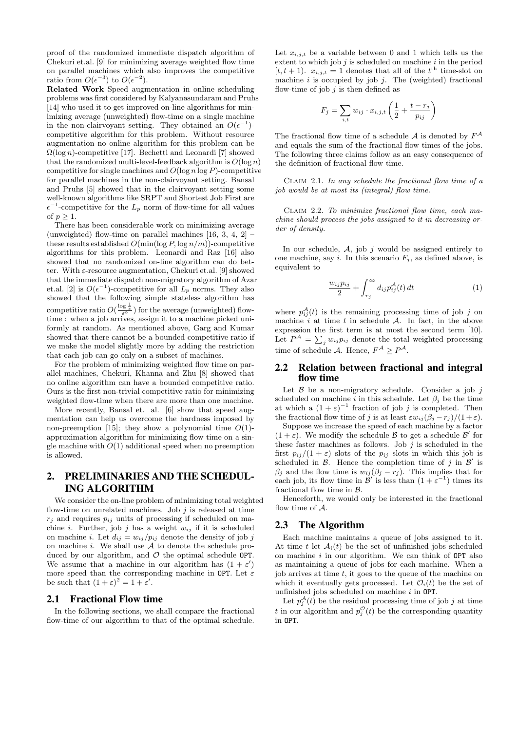proof of the randomized immediate dispatch algorithm of Chekuri et.al. [9] for minimizing average weighted flow time on parallel machines which also improves the competitive ratio from $O(\epsilon^{-3})$ to $O(\epsilon^{-2})$.

**Related Work** Speed augmentation in online scheduling problems was first considered by Kalyanasundaram and Pruhs [14] who used it to get improved on-line algorithms for minimizing average (unweighted) flow-time on a single machine in the non-clairvoyant setting. They obtained an $O(\epsilon^{-1})$-competitive algorithm for this problem. Without resource augmentation no online algorithm for this problem can be $\Omega(\log n)$-competitive [17]. Bechetti and Leonardi [7] showed that the randomized multi-level-feedback algorithm is $O(\log n)$ competitive for single machines and $O(\log n \log P)$-competitive for parallel machines in the non-clairvoyant setting. Bansal and Pruhs [5] showed that in the clairvoyant setting some well-known algorithms like SRPT and Shortest Job First are $\epsilon^{-1}$-competitive for the $L_p$ norm of flow-time for all values of $p \geq 1$.

There has been considerable work on minimizing average (unweighted) flow-time on parallel machines [16, 3, 4, 2] – these results established $O(\min(\log P, \log n/m))$-competitive algorithms for this problem. Leonardi and Raz [16] also showed that no randomized on-line algorithm can do better. With $\varepsilon$-resource augmentation, Chekuri et.al. [9] showed that the immediate dispatch non-migratory algorithm of Azar et.al. [2] is $O(\epsilon^{-1})$-competitive for all $L_p$ norms. They also showed that the following simple stateless algorithm has competitive ratio $O(\frac{\log \frac{1}{\epsilon}}{\epsilon^3})$ for the average (unweighted) flow-time : when a job arrives, assign it to a machine picked uniformly at random. As mentioned above, Garg and Kumar showed that there cannot be a bounded competitive ratio if we make the model slightly more by adding the restriction that each job can go only on a subset of machines.

For the problem of minimizing weighted flow time on parallel machines, Chekuri, Khanna and Zhu [8] showed that no online algorithm can have a bounded competitive ratio. Ours is the first non-trivial competitive ratio for minimizing weighted flow-time when there are more than one machine.

More recently, Bansal et. al. [6] show that speed augmentation can help us overcome the hardness imposed by non-preemption [15]; they show a polynomial time $O(1)$-approximation algorithm for minimizing flow time on a single machine with $O(1)$ additional speed when no preemption is allowed.

# 2. PRELIMINARIES AND THE SCHEDULING ALGORITHM

We consider the on-line problem of minimizing total weighted flow-time on unrelated machines. Job $j$ is released at time $r_j$ and requires $p_{ij}$ units of processing if scheduled on machine $i$. Further, job $j$ has a weight $w_{ij}$ if it is scheduled on machine $i$. Let $d_{ij} = w_{ij}/p_{ij}$ denote the density of job $j$ on machine $i$. We shall use $\mathcal{A}$ to denote the schedule produced by our algorithm, and $\mathcal{O}$ the optimal schedule OPT. We assume that a machine in our algorithm has $(1+\varepsilon')$ more speed than the corresponding machine in OPT. Let $\varepsilon$ be such that $(1+\varepsilon)^2 = 1+\varepsilon'$.

## 2.1 Fractional Flow time

In the following sections, we shall compare the fractional flow-time of our algorithm to that of the optimal schedule. Let $x_{i,j,t}$ be a variable between 0 and 1 which tells us the extent to which job $j$ is scheduled on machine $i$ in the period $[t, t+1)$. $x_{i,j,t} = 1$ denotes that all of the $t^{\text{th}}$ time-slot on machine $i$ is occupied by job $j$. The (weighted) fractional flow-time of job $j$ is then defined as

$$F_j = \sum_{i,t} w_{ij} \cdot x_{i,j,t} \left( \frac{1}{2} + \frac{t - r_j}{p_{ij}} \right)$$

The fractional flow time of a schedule $\mathcal{A}$ is denoted by $F^{\mathcal{A}}$ and equals the sum of the fractional flow times of the jobs. The following three claims follow as an easy consequence of the definition of fractional flow time.

Claim 2.1. *In any schedule the fractional flow time of a job would be at most its (integral) flow time.*

Claim 2.2. *To minimize fractional flow time, each machine should process the jobs assigned to it in decreasing order of density.*

In our schedule, $\mathcal{A}$, job $j$ would be assigned entirely to one machine, say $i$. In this scenario $F_j$, as defined above, is equivalent to

$$\frac{w_{ij} p_{ij}}{2} + \int_{r_j}^{\infty} d_{ij} p_{ij}^{\mathcal{A}}(t)\, dt \tag{1}$$

where $p_{ij}^{\mathcal{A}}(t)$ is the remaining processing time of job $j$ on machine $i$ at time $t$ in schedule $\mathcal{A}$. In fact, in the above expression the first term is at most the second term [10]. Let $P^{\mathcal{A}} = \sum_j w_{ij} p_{ij}$ denote the total weighted processing time of schedule $\mathcal{A}$. Hence, $F^{\mathcal{A}} \geq P^{\mathcal{A}}$.

## 2.2 Relation between fractional and integral flow time

Let $\mathcal{B}$ be a non-migratory schedule. Consider a job $j$ scheduled on machine $i$ in this schedule. Let $\beta_j$ be the time at which a $(1+\varepsilon)^{-1}$ fraction of job $j$ is completed. Then the fractional flow time of $j$ is at least $\varepsilon w_{ij}(\beta_j - r_j)/(1+\varepsilon)$.

Suppose we increase the speed of each machine by a factor $(1+\varepsilon)$. We modify the schedule $\mathcal{B}$ to get a schedule $\mathcal{B}'$ for these faster machines as follows. Job $j$ is scheduled in the first $p_{ij}/(1+\varepsilon)$ slots of the $p_{ij}$ slots in which this job is scheduled in $\mathcal{B}$. Hence the completion time of $j$ in $\mathcal{B}'$ is $\beta_j$ and the flow time is $w_{ij}(\beta_j - r_j)$. This implies that for each job, its flow time in $\mathcal{B}'$ is less than $(1+\varepsilon^{-1})$ times its fractional flow time in $\mathcal{B}$.

Henceforth, we would only be interested in the fractional flow time of $\mathcal{A}$.

## 2.3 The Algorithm

Each machine maintains a queue of jobs assigned to it. At time $t$ let $\mathcal{A}_i(t)$ be the set of unfinished jobs scheduled on machine $i$ in our algorithm. We can think of OPT also as maintaining a queue of jobs for each machine. When a job arrives at time $t$, it goes to the queue of the machine on which it eventually gets processed. Let $\mathcal{O}_i(t)$ be the set of unfinished jobs scheduled on machine $i$ in OPT.

Let $p_j^{\mathcal{A}}(t)$ be the residual processing time of job $j$ at time $t$ in our algorithm and $p_j^{\mathcal{O}}(t)$ be the corresponding quantity in OPT.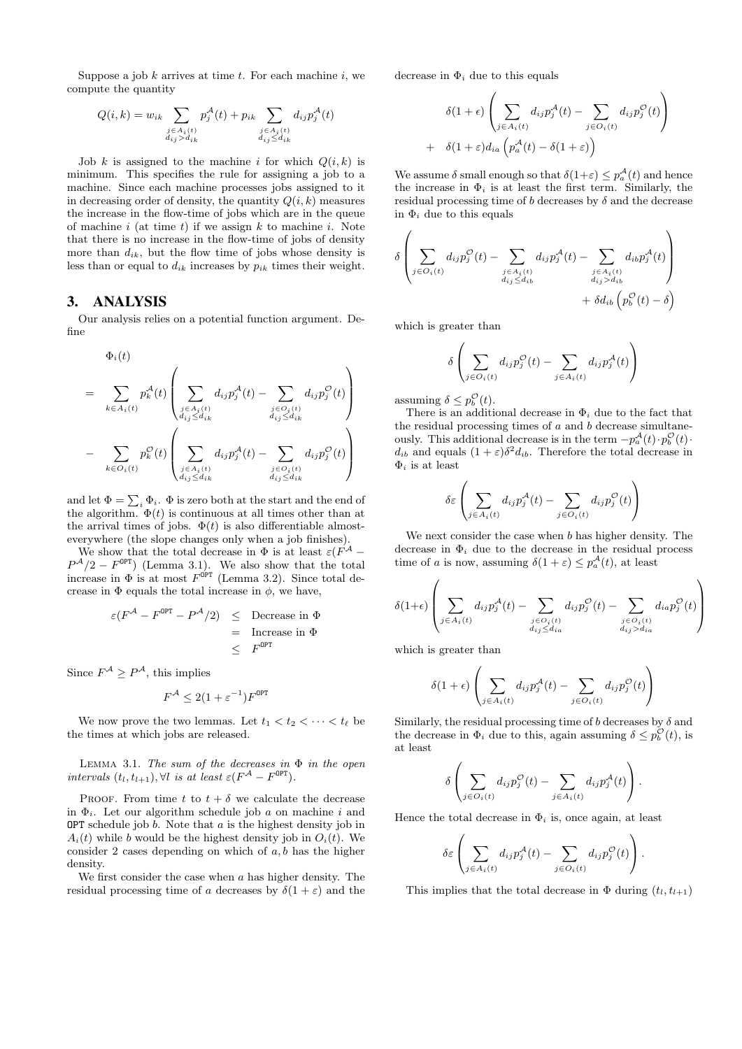Suppose a job $k$ arrives at time $t$. For each machine $i$, we compute the quantity

$$Q(i,k) = w_{ik} \sum_{\substack{j \in A_i(t) \\ d_{ij} > d_{ik}}} p_j^{\mathcal{A}}(t) + p_{ik} \sum_{\substack{j \in A_j(t) \\ d_{ij} \le d_{ik}}} d_{ij} p_j^{\mathcal{A}}(t)$$

Job $k$ is assigned to the machine $i$ for which $Q(i,k)$ is minimum. This specifies the rule for assigning a job to a machine. Since each machine processes jobs assigned to it in decreasing order of density, the quantity $Q(i,k)$ measures the increase in the flow-time of jobs which are in the queue of machine $i$ (at time $t$) if we assign $k$ to machine $i$. Note that there is no increase in the flow-time of jobs of density more than $d_{ik}$, but the flow time of jobs whose density is less than or equal to $d_{ik}$ increases by $p_{ik}$ times their weight.

## 3. ANALYSIS

Our analysis relies on a potential function argument. Define

$$\begin{aligned} & \Phi_i(t) \\ = & \sum_{k \in A_i(t)} p_k^{\mathcal{A}}(t) \left( \sum_{\substack{j \in A_j(t) \\ d_{ij} \le d_{ik}}} d_{ij} p_j^{\mathcal{A}}(t) - \sum_{\substack{j \in O_j(t) \\ d_{ij} \le d_{ik}}} d_{ij} p_j^{\mathcal{O}}(t) \right) \\ - & \sum_{k \in O_i(t)} p_k^{\mathcal{O}}(t) \left( \sum_{\substack{j \in A_j(t) \\ d_{ij} \le d_{ik}}} d_{ij} p_j^{\mathcal{A}}(t) - \sum_{\substack{j \in O_j(t) \\ d_{ij} \le d_{ik}}} d_{ij} p_j^{\mathcal{O}}(t) \right) \end{aligned}$$

and let $\Phi = \sum_i \Phi_i$. $\Phi$ is zero both at the start and the end of the algorithm. $\Phi(t)$ is continuous at all times other than at the arrival times of jobs. $\Phi(t)$ is also differentiable almost-everywhere (the slope changes only when a job finishes).

We show that the total decrease in $\Phi$ is at least $\varepsilon(F^{\mathcal{A}} - P^{\mathcal{A}}/2 - F^{\texttt{OPT}})$ (Lemma 3.1). We also show that the total increase in $\Phi$ is at most $F^{\texttt{OPT}}$ (Lemma 3.2). Since total decrease in $\Phi$ equals the total increase in $\phi$, we have,

$$\begin{aligned} \varepsilon(F^{\mathcal{A}} - F^{\texttt{OPT}} - P^{\mathcal{A}}/2) & \le \text{Decrease in } \Phi \\ & = \text{Increase in } \Phi \\ & \le F^{\texttt{OPT}} \end{aligned}$$

Since $F^{\mathcal{A}} \ge P^{\mathcal{A}}$, this implies

$$F^{\mathcal{A}} \le 2(1+\varepsilon^{-1}) F^{\texttt{OPT}}$$

We now prove the two lemmas. Let $t_1 < t_2 < \cdots < t_\ell$ be the times at which jobs are released.

LEMMA 3.1. *The sum of the decreases in $\Phi$ in the open intervals $(t_l, t_{l+1}), \forall l$ is at least $\varepsilon(F^{\mathcal{A}} - F^{\texttt{OPT}})$.*

PROOF. From time $t$ to $t+\delta$ we calculate the decrease in $\Phi_i$. Let our algorithm schedule job $a$ on machine $i$ and OPT schedule job $b$. Note that $a$ is the highest density job in $A_i(t)$ while $b$ would be the highest density job in $O_i(t)$. We consider 2 cases depending on which of $a, b$ has the higher density.

We first consider the case when $a$ has higher density. The residual processing time of $a$ decreases by $\delta(1+\varepsilon)$ and the decrease in $\Phi_i$ due to this equals

$$\begin{aligned} & \delta(1+\epsilon) \left( \sum_{j \in A_i(t)} d_{ij} p_j^{\mathcal{A}}(t) - \sum_{j \in O_i(t)} d_{ij} p_j^{\mathcal{O}}(t) \right) \\ + \quad & \delta(1+\varepsilon) d_{ia} \left( p_a^{\mathcal{A}}(t) - \delta(1+\varepsilon) \right) \end{aligned}$$

We assume $\delta$ small enough so that $\delta(1+\varepsilon) \le p_a^{\mathcal{A}}(t)$ and hence the increase in $\Phi_i$ is at least the first term. Similarly, the residual processing time of $b$ decreases by $\delta$ and the decrease in $\Phi_i$ due to this equals

$$\delta \left( \sum_{j \in O_i(t)} d_{ij} p_j^{\mathcal{O}}(t) - \sum_{\substack{j \in A_i(t) \\ d_{ij} \le d_{ib}}} d_{ij} p_j^{\mathcal{A}}(t) - \sum_{\substack{j \in A_i(t) \\ d_{ij} > d_{ib}}} d_{ib} p_j^{\mathcal{A}}(t) \right) + \delta d_{ib} \left( p_b^{\mathcal{O}}(t) - \delta \right)$$

which is greater than

$$\delta \left( \sum_{j \in O_i(t)} d_{ij} p_j^{\mathcal{O}}(t) - \sum_{j \in A_i(t)} d_{ij} p_j^{\mathcal{A}}(t) \right)$$

assuming $\delta \le p_b^{\mathcal{O}}(t)$.

There is an additional decrease in $\Phi_i$ due to the fact that the residual processing times of $a$ and $b$ decrease simultaneously. This additional decrease is in the term $-p_a^{\mathcal{A}}(t) \cdot p_b^{\mathcal{O}}(t) \cdot d_{ib}$ and equals $(1+\varepsilon)\delta^2 d_{ib}$. Therefore the total decrease in $\Phi_i$ is at least

$$\delta\varepsilon \left( \sum_{j \in A_i(t)} d_{ij} p_j^{\mathcal{A}}(t) - \sum_{j \in O_i(t)} d_{ij} p_j^{\mathcal{O}}(t) \right)$$

We next consider the case when $b$ has higher density. The decrease in $\Phi_i$ due to the decrease in the residual process time of $a$ is now, assuming $\delta(1+\varepsilon) \le p_a^{\mathcal{A}}(t)$, at least

$$\delta(1+\epsilon) \left( \sum_{j \in A_i(t)} d_{ij} p_j^{\mathcal{A}}(t) - \sum_{\substack{j \in O_i(t) \\ d_{ij} \le d_{ia}}} d_{ij} p_j^{\mathcal{O}}(t) - \sum_{\substack{j \in O_i(t) \\ d_{ij} > d_{ia}}} d_{ia} p_j^{\mathcal{O}}(t) \right)$$

which is greater than

$$\delta(1+\epsilon) \left( \sum_{j \in A_i(t)} d_{ij} p_j^{\mathcal{A}}(t) - \sum_{j \in O_i(t)} d_{ij} p_j^{\mathcal{O}}(t) \right)$$

Similarly, the residual processing time of $b$ decreases by $\delta$ and the decrease in $\Phi_i$ due to this, again assuming $\delta \le p_b^{\mathcal{O}}(t)$, is at least

$$\delta \left( \sum_{j \in O_i(t)} d_{ij} p_j^{\mathcal{O}}(t) - \sum_{j \in A_i(t)} d_{ij} p_j^{\mathcal{A}}(t) \right).$$

Hence the total decrease in $\Phi_i$ is, once again, at least

$$\delta\varepsilon \left( \sum_{j \in A_i(t)} d_{ij} p_j^{\mathcal{A}}(t) - \sum_{j \in O_i(t)} d_{ij} p_j^{\mathcal{O}}(t) \right).$$

This implies that the total decrease in $\Phi$ during $(t_l, t_{l+1})$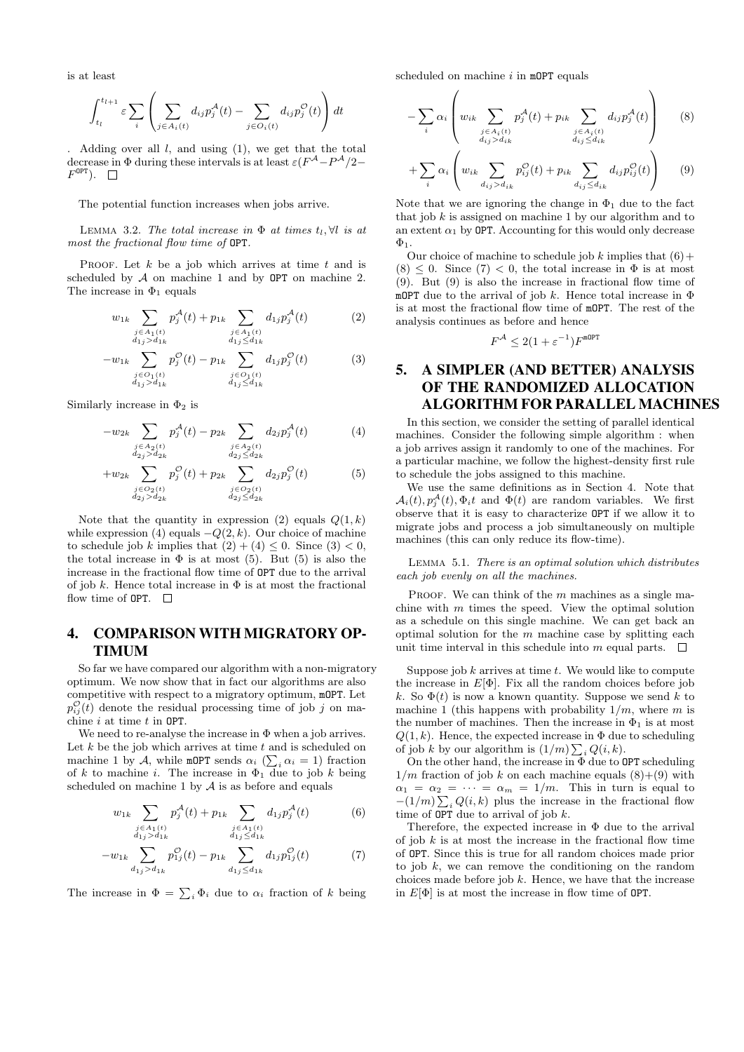is at least

$$\int_{t_l}^{t_{l+1}} \varepsilon \sum_i \left( \sum_{j \in A_i(t)} d_{ij} p_j^{\mathcal{A}}(t) - \sum_{j \in O_i(t)} d_{ij} p_j^{\mathcal{O}}(t) \right) dt$$

. Adding over all $l$, and using (1), we get that the total decrease in $\Phi$ during these intervals is at least $\varepsilon(F^{\mathcal{A}} - P^{\mathcal{A}}/2 - F^{\texttt{OPT}})$. □

The potential function increases when jobs arrive.

Lemma 3.2. *The total increase in $\Phi$ at times $t_l, \forall l$ is at most the fractional flow time of* OPT.

Proof. Let $k$ be a job which arrives at time $t$ and is scheduled by $\mathcal{A}$ on machine 1 and by OPT on machine 2. The increase in $\Phi_1$ equals

$$w_{1k} \sum_{\substack{j \in A_1(t) \\ d_{1j} > d_{1k}}} p_j^{\mathcal{A}}(t) + p_{1k} \sum_{\substack{j \in A_1(t) \\ d_{1j} \leq d_{1k}}} d_{1j} p_j^{\mathcal{A}}(t) \qquad (2)$$

$$-w_{1k} \sum_{\substack{j \in O_1(t) \\ d_{1j} > d_{1k}}} p_j^{\mathcal{O}}(t) - p_{1k} \sum_{\substack{j \in O_1(t) \\ d_{1j} \leq d_{1k}}} d_{1j} p_j^{\mathcal{O}}(t) \qquad (3)$$

Similarly increase in $\Phi_2$ is

$$-w_{2k} \sum_{\substack{j \in A_2(t) \\ d_{2j} > d_{2k}}} p_j^{\mathcal{A}}(t) - p_{2k} \sum_{\substack{j \in A_2(t) \\ d_{2j} \leq d_{2k}}} d_{2j} p_j^{\mathcal{A}}(t) \qquad (4)$$

$$+w_{2k} \sum_{\substack{j \in O_2(t) \\ d_{2j} > d_{2k}}} p_j^{\mathcal{O}}(t) + p_{2k} \sum_{\substack{j \in O_2(t) \\ d_{2j} \leq d_{2k}}} d_{2j} p_j^{\mathcal{O}}(t) \qquad (5)$$

Note that the quantity in expression (2) equals $Q(1,k)$ while expression (4) equals $-Q(2,k)$. Our choice of machine to schedule job $k$ implies that $(2) + (4) \leq 0$. Since $(3) < 0$, the total increase in $\Phi$ is at most (5). But (5) is also the increase in the fractional flow time of OPT due to the arrival of job $k$. Hence total increase in $\Phi$ is at most the fractional flow time of OPT. □

## 4. COMPARISON WITH MIGRATORY OPTIMUM

So far we have compared our algorithm with a non-migratory optimum. We now show that in fact our algorithms are also competitive with respect to a migratory optimum, mOPT. Let $p_{ij}^{\mathcal{O}}(t)$ denote the residual processing time of job $j$ on machine $i$ at time $t$ in OPT.

We need to re-analyse the increase in $\Phi$ when a job arrives. Let $k$ be the job which arrives at time $t$ and is scheduled on machine 1 by $\mathcal{A}$, while mOPT sends $\alpha_i$ ($\sum_i \alpha_i = 1$) fraction of $k$ to machine $i$. The increase in $\Phi_1$ due to job $k$ being scheduled on machine 1 by $\mathcal{A}$ is as before and equals

$$w_{1k} \sum_{\substack{j \in A_1(t) \\ d_{1j} > d_{1k}}} p_j^{\mathcal{A}}(t) + p_{1k} \sum_{\substack{j \in A_1(t) \\ d_{1j} \leq d_{1k}}} d_{1j} p_j^{\mathcal{A}}(t) \qquad (6)$$

$$-w_{1k} \sum_{d_{1j} > d_{1k}} p_{1j}^{\mathcal{O}}(t) - p_{1k} \sum_{d_{1j} \leq d_{1k}} d_{1j} p_{1j}^{\mathcal{O}}(t) \qquad (7)$$

The increase in $\Phi = \sum_i \Phi_i$ due to $\alpha_i$ fraction of $k$ being scheduled on machine $i$ in mOPT equals

$$-\sum_i \alpha_i \left( w_{ik} \sum_{\substack{j \in A_i(t) \\ d_{ij} > d_{ik}}} p_j^{\mathcal{A}}(t) + p_{ik} \sum_{\substack{j \in A_i(t) \\ d_{ij} \leq d_{ik}}} d_{ij} p_j^{\mathcal{A}}(t) \right) \qquad (8)$$

$$+\sum_i \alpha_i \left( w_{ik} \sum_{d_{ij} > d_{ik}} p_{ij}^{\mathcal{O}}(t) + p_{ik} \sum_{d_{ij} \leq d_{ik}} d_{ij} p_{ij}^{\mathcal{O}}(t) \right) \qquad (9)$$

Note that we are ignoring the change in $\Phi_1$ due to the fact that job $k$ is assigned on machine 1 by our algorithm and to an extent $\alpha_1$ by OPT. Accounting for this would only decrease $\Phi_1$.

Our choice of machine to schedule job $k$ implies that $(6) + (8) \leq 0$. Since $(7) < 0$, the total increase in $\Phi$ is at most (9). But (9) is also the increase in fractional flow time of mOPT due to the arrival of job $k$. Hence total increase in $\Phi$ is at most the fractional flow time of mOPT. The rest of the analysis continues as before and hence

$$F^{\mathcal{A}} \leq 2(1 + \varepsilon^{-1}) F^{\texttt{mOPT}}$$

## 5. A SIMPLER (AND BETTER) ANALYSIS OF THE RANDOMIZED ALLOCATION ALGORITHM FOR PARALLEL MACHINES

In this section, we consider the setting of parallel identical machines. Consider the following simple algorithm : when a job arrives assign it randomly to one of the machines. For a particular machine, we follow the highest-density first rule to schedule the jobs assigned to this machine.

We use the same definitions as in Section 4. Note that $\mathcal{A}_i(t), p_j^{\mathcal{A}}(t), \Phi_i t$ and $\Phi(t)$ are random variables. We first observe that it is easy to characterize OPT if we allow it to migrate jobs and process a job simultaneously on multiple machines (this can only reduce its flow-time).

Lemma 5.1. *There is an optimal solution which distributes each job evenly on all the machines.*

Proof. We can think of the $m$ machines as a single machine with $m$ times the speed. View the optimal solution as a schedule on this single machine. We can get back an optimal solution for the $m$ machine case by splitting each unit time interval in this schedule into $m$ equal parts. □

Suppose job $k$ arrives at time $t$. We would like to compute the increase in $E[\Phi]$. Fix all the random choices before job $k$. So $\Phi(t)$ is now a known quantity. Suppose we send $k$ to machine 1 (this happens with probability $1/m$, where $m$ is the number of machines. Then the increase in $\Phi_1$ is at most $Q(1,k)$. Hence, the expected increase in $\Phi$ due to scheduling of job $k$ by our algorithm is $(1/m)\sum_i Q(i,k)$.

On the other hand, the increase in $\Phi$ due to OPT scheduling $1/m$ fraction of job $k$ on each machine equals (8)+(9) with $\alpha_1 = \alpha_2 = \cdots = \alpha_m = 1/m$. This in turn is equal to $-(1/m)\sum_i Q(i,k)$ plus the increase in the fractional flow time of OPT due to arrival of job $k$.

Therefore, the expected increase in $\Phi$ due to the arrival of job $k$ is at most the increase in the fractional flow time of OPT. Since this is true for all random choices made prior to job $k$, we can remove the conditioning on the random choices made before job $k$. Hence, we have that the increase in $E[\Phi]$ is at most the increase in flow time of OPT.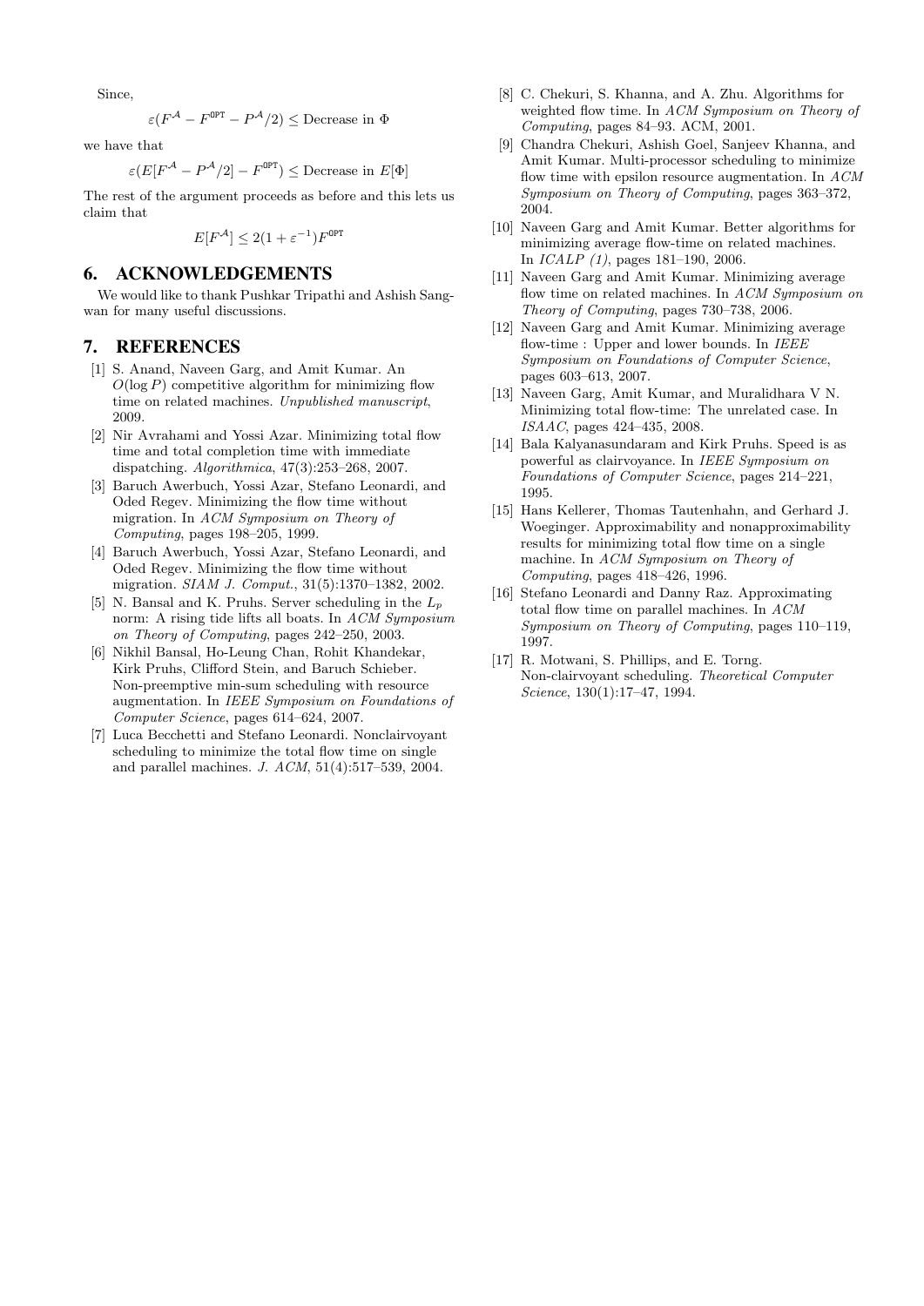Since,

$$\varepsilon(F^{\mathcal{A}} - F^{\mathtt{OPT}} - P^{\mathcal{A}}/2) \leq \text{Decrease in } \Phi$$

we have that

$$\varepsilon(E[F^{\mathcal{A}} - P^{\mathcal{A}}/2] - F^{\mathtt{OPT}}) \leq \text{Decrease in } E[\Phi]$$

The rest of the argument proceeds as before and this lets us claim that

$$E[F^{\mathcal{A}}] \leq 2(1 + \varepsilon^{-1})F^{\mathtt{OPT}}$$

## 6. ACKNOWLEDGEMENTS

We would like to thank Pushkar Tripathi and Ashish Sangwan for many useful discussions.

## 7. REFERENCES

[1] S. Anand, Naveen Garg, and Amit Kumar. An $O(\log P)$ competitive algorithm for minimizing flow time on related machines. *Unpublished manuscript*, 2009.

[2] Nir Avrahami and Yossi Azar. Minimizing total flow time and total completion time with immediate dispatching. *Algorithmica*, 47(3):253–268, 2007.

[3] Baruch Awerbuch, Yossi Azar, Stefano Leonardi, and Oded Regev. Minimizing the flow time without migration. In *ACM Symposium on Theory of Computing*, pages 198–205, 1999.

[4] Baruch Awerbuch, Yossi Azar, Stefano Leonardi, and Oded Regev. Minimizing the flow time without migration. *SIAM J. Comput.*, 31(5):1370–1382, 2002.

[5] N. Bansal and K. Pruhs. Server scheduling in the $L_p$ norm: A rising tide lifts all boats. In *ACM Symposium on Theory of Computing*, pages 242–250, 2003.

[6] Nikhil Bansal, Ho-Leung Chan, Rohit Khandekar, Kirk Pruhs, Clifford Stein, and Baruch Schieber. Non-preemptive min-sum scheduling with resource augmentation. In *IEEE Symposium on Foundations of Computer Science*, pages 614–624, 2007.

[7] Luca Becchetti and Stefano Leonardi. Nonclairvoyant scheduling to minimize the total flow time on single and parallel machines. *J. ACM*, 51(4):517–539, 2004.

[8] C. Chekuri, S. Khanna, and A. Zhu. Algorithms for weighted flow time. In *ACM Symposium on Theory of Computing*, pages 84–93. ACM, 2001.

[9] Chandra Chekuri, Ashish Goel, Sanjeev Khanna, and Amit Kumar. Multi-processor scheduling to minimize flow time with epsilon resource augmentation. In *ACM Symposium on Theory of Computing*, pages 363–372, 2004.

[10] Naveen Garg and Amit Kumar. Better algorithms for minimizing average flow-time on related machines. In *ICALP (1)*, pages 181–190, 2006.

[11] Naveen Garg and Amit Kumar. Minimizing average flow time on related machines. In *ACM Symposium on Theory of Computing*, pages 730–738, 2006.

[12] Naveen Garg and Amit Kumar. Minimizing average flow-time : Upper and lower bounds. In *IEEE Symposium on Foundations of Computer Science*, pages 603–613, 2007.

[13] Naveen Garg, Amit Kumar, and Muralidhara V N. Minimizing total flow-time: The unrelated case. In *ISAAC*, pages 424–435, 2008.

[14] Bala Kalyanasundaram and Kirk Pruhs. Speed is as powerful as clairvoyance. In *IEEE Symposium on Foundations of Computer Science*, pages 214–221, 1995.

[15] Hans Kellerer, Thomas Tautenhahn, and Gerhard J. Woeginger. Approximability and nonapproximability results for minimizing total flow time on a single machine. In *ACM Symposium on Theory of Computing*, pages 418–426, 1996.

[16] Stefano Leonardi and Danny Raz. Approximating total flow time on parallel machines. In *ACM Symposium on Theory of Computing*, pages 110–119, 1997.

[17] R. Motwani, S. Phillips, and E. Torng. Non-clairvoyant scheduling. *Theoretical Computer Science*, 130(1):17–47, 1994.